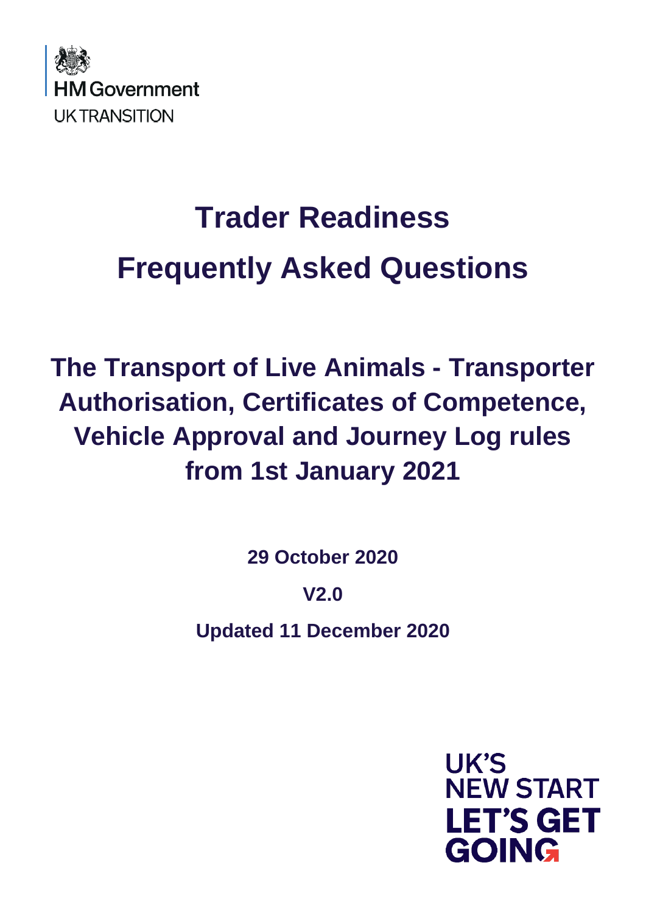HM Government

UK TRANSITION

# Trader Readiness

# Frequently Asked Questions

## The Transport of Live Animals - Transporter Authorisation, Certificates of Competence, Vehicle Approval and Journey Log rules from 1st January 2021

**29 October 2020**

**V2.0**

**Updated 11 December 2020**

UK'S NEW START

LET'S GET GOING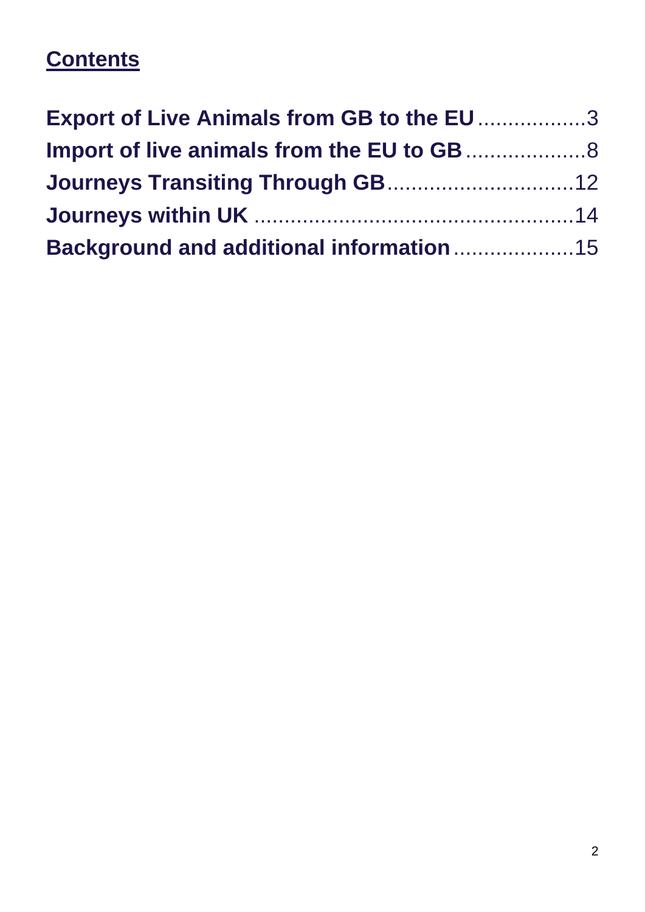## Contents

**Export of Live Animals from GB to the EU** .................. 3

**Import of live animals from the EU to GB** .................... 8

**Journeys Transiting Through GB** ............................... 12

**Journeys within UK** ..................................................... 14

**Background and additional information** .................... 15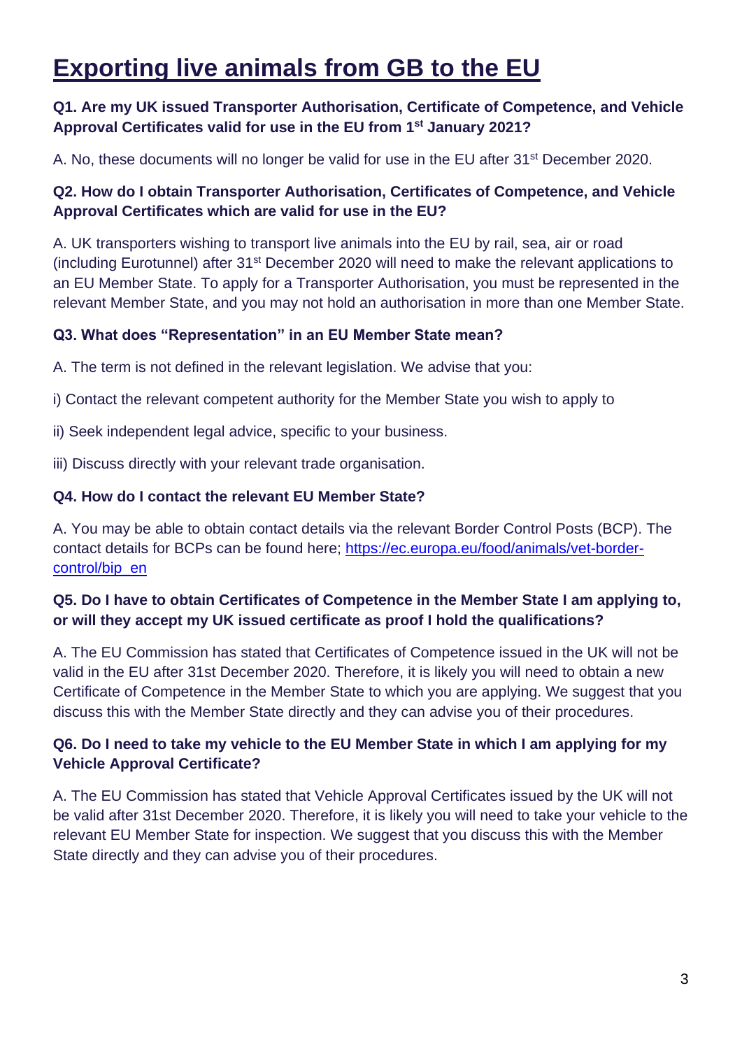# Exporting live animals from GB to the EU

**Q1. Are my UK issued Transporter Authorisation, Certificate of Competence, and Vehicle Approval Certificates valid for use in the EU from 1st January 2021?**

A. No, these documents will no longer be valid for use in the EU after 31st December 2020.

**Q2. How do I obtain Transporter Authorisation, Certificates of Competence, and Vehicle Approval Certificates which are valid for use in the EU?**

A. UK transporters wishing to transport live animals into the EU by rail, sea, air or road (including Eurotunnel) after 31st December 2020 will need to make the relevant applications to an EU Member State. To apply for a Transporter Authorisation, you must be represented in the relevant Member State, and you may not hold an authorisation in more than one Member State.

**Q3. What does "Representation" in an EU Member State mean?**

A. The term is not defined in the relevant legislation. We advise that you:

i) Contact the relevant competent authority for the Member State you wish to apply to

ii) Seek independent legal advice, specific to your business.

iii) Discuss directly with your relevant trade organisation.

**Q4. How do I contact the relevant EU Member State?**

A. You may be able to obtain contact details via the relevant Border Control Posts (BCP). The contact details for BCPs can be found here; [https://ec.europa.eu/food/animals/vet-border-control/bip_en](https://ec.europa.eu/food/animals/vet-border-control/bip_en)

**Q5. Do I have to obtain Certificates of Competence in the Member State I am applying to, or will they accept my UK issued certificate as proof I hold the qualifications?**

A. The EU Commission has stated that Certificates of Competence issued in the UK will not be valid in the EU after 31st December 2020. Therefore, it is likely you will need to obtain a new Certificate of Competence in the Member State to which you are applying. We suggest that you discuss this with the Member State directly and they can advise you of their procedures.

**Q6. Do I need to take my vehicle to the EU Member State in which I am applying for my Vehicle Approval Certificate?**

A. The EU Commission has stated that Vehicle Approval Certificates issued by the UK will not be valid after 31st December 2020. Therefore, it is likely you will need to take your vehicle to the relevant EU Member State for inspection. We suggest that you discuss this with the Member State directly and they can advise you of their procedures.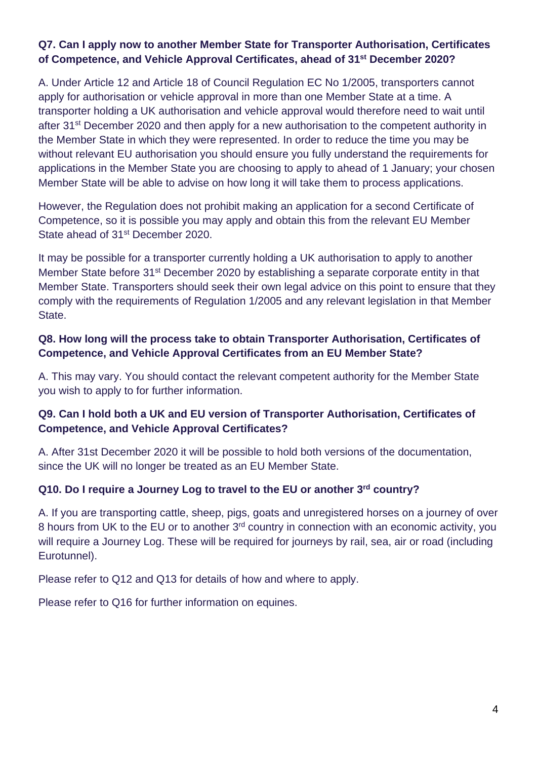**Q7. Can I apply now to another Member State for Transporter Authorisation, Certificates of Competence, and Vehicle Approval Certificates, ahead of 31st December 2020?**

A. Under Article 12 and Article 18 of Council Regulation EC No 1/2005, transporters cannot apply for authorisation or vehicle approval in more than one Member State at a time. A transporter holding a UK authorisation and vehicle approval would therefore need to wait until after 31st December 2020 and then apply for a new authorisation to the competent authority in the Member State in which they were represented. In order to reduce the time you may be without relevant EU authorisation you should ensure you fully understand the requirements for applications in the Member State you are choosing to apply to ahead of 1 January; your chosen Member State will be able to advise on how long it will take them to process applications.

However, the Regulation does not prohibit making an application for a second Certificate of Competence, so it is possible you may apply and obtain this from the relevant EU Member State ahead of 31st December 2020.

It may be possible for a transporter currently holding a UK authorisation to apply to another Member State before 31st December 2020 by establishing a separate corporate entity in that Member State. Transporters should seek their own legal advice on this point to ensure that they comply with the requirements of Regulation 1/2005 and any relevant legislation in that Member State.

**Q8. How long will the process take to obtain Transporter Authorisation, Certificates of Competence, and Vehicle Approval Certificates from an EU Member State?**

A. This may vary. You should contact the relevant competent authority for the Member State you wish to apply to for further information.

**Q9. Can I hold both a UK and EU version of Transporter Authorisation, Certificates of Competence, and Vehicle Approval Certificates?**

A. After 31st December 2020 it will be possible to hold both versions of the documentation, since the UK will no longer be treated as an EU Member State.

**Q10. Do I require a Journey Log to travel to the EU or another 3rd country?**

A. If you are transporting cattle, sheep, pigs, goats and unregistered horses on a journey of over 8 hours from UK to the EU or to another 3rd country in connection with an economic activity, you will require a Journey Log. These will be required for journeys by rail, sea, air or road (including Eurotunnel).

Please refer to Q12 and Q13 for details of how and where to apply.

Please refer to Q16 for further information on equines.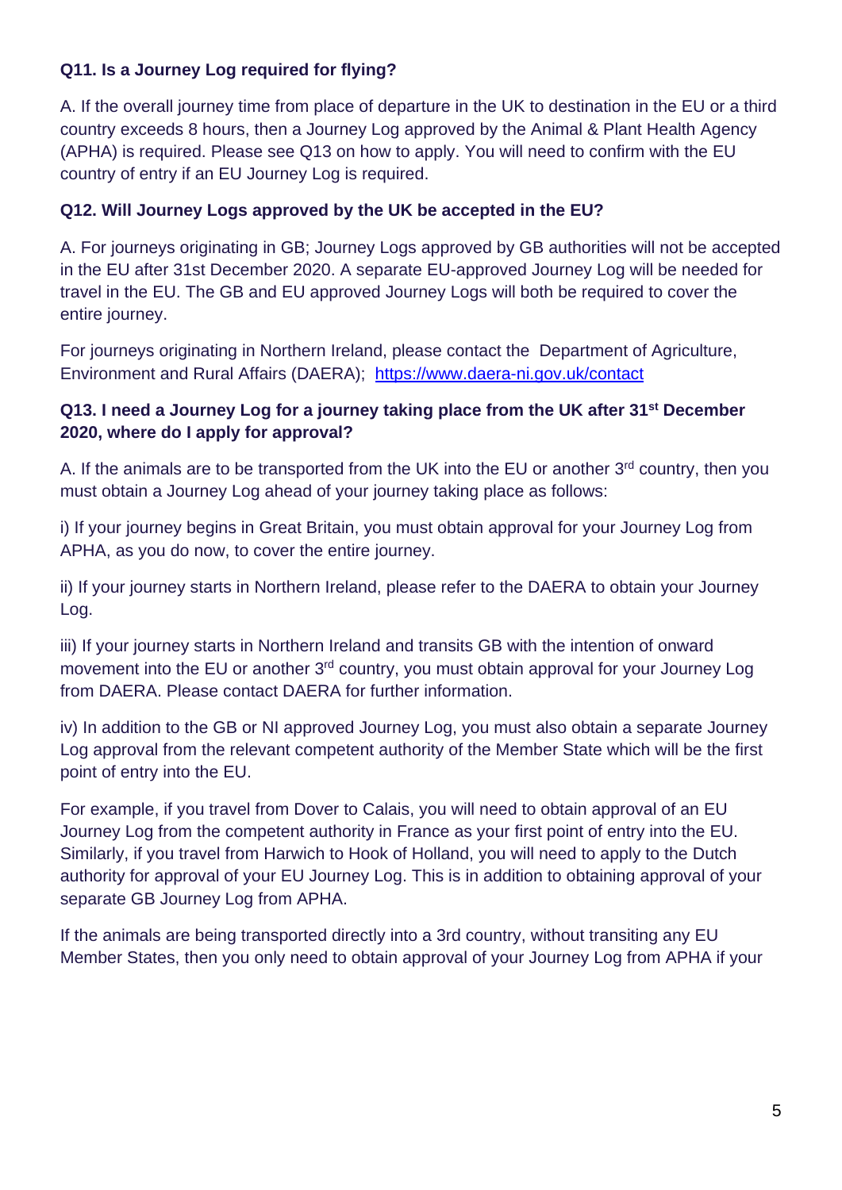**Q11. Is a Journey Log required for flying?**

A. If the overall journey time from place of departure in the UK to destination in the EU or a third country exceeds 8 hours, then a Journey Log approved by the Animal & Plant Health Agency (APHA) is required. Please see Q13 on how to apply. You will need to confirm with the EU country of entry if an EU Journey Log is required.

**Q12. Will Journey Logs approved by the UK be accepted in the EU?**

A. For journeys originating in GB; Journey Logs approved by GB authorities will not be accepted in the EU after 31st December 2020. A separate EU-approved Journey Log will be needed for travel in the EU. The GB and EU approved Journey Logs will both be required to cover the entire journey.

For journeys originating in Northern Ireland, please contact the Department of Agriculture, Environment and Rural Affairs (DAERA); [https://www.daera-ni.gov.uk/contact](https://www.daera-ni.gov.uk/contact)

**Q13. I need a Journey Log for a journey taking place from the UK after 31st December 2020, where do I apply for approval?**

A. If the animals are to be transported from the UK into the EU or another 3rd country, then you must obtain a Journey Log ahead of your journey taking place as follows:

i) If your journey begins in Great Britain, you must obtain approval for your Journey Log from APHA, as you do now, to cover the entire journey.

ii) If your journey starts in Northern Ireland, please refer to the DAERA to obtain your Journey Log.

iii) If your journey starts in Northern Ireland and transits GB with the intention of onward movement into the EU or another 3rd country, you must obtain approval for your Journey Log from DAERA. Please contact DAERA for further information.

iv) In addition to the GB or NI approved Journey Log, you must also obtain a separate Journey Log approval from the relevant competent authority of the Member State which will be the first point of entry into the EU.

For example, if you travel from Dover to Calais, you will need to obtain approval of an EU Journey Log from the competent authority in France as your first point of entry into the EU. Similarly, if you travel from Harwich to Hook of Holland, you will need to apply to the Dutch authority for approval of your EU Journey Log. This is in addition to obtaining approval of your separate GB Journey Log from APHA.

If the animals are being transported directly into a 3rd country, without transiting any EU Member States, then you only need to obtain approval of your Journey Log from APHA if your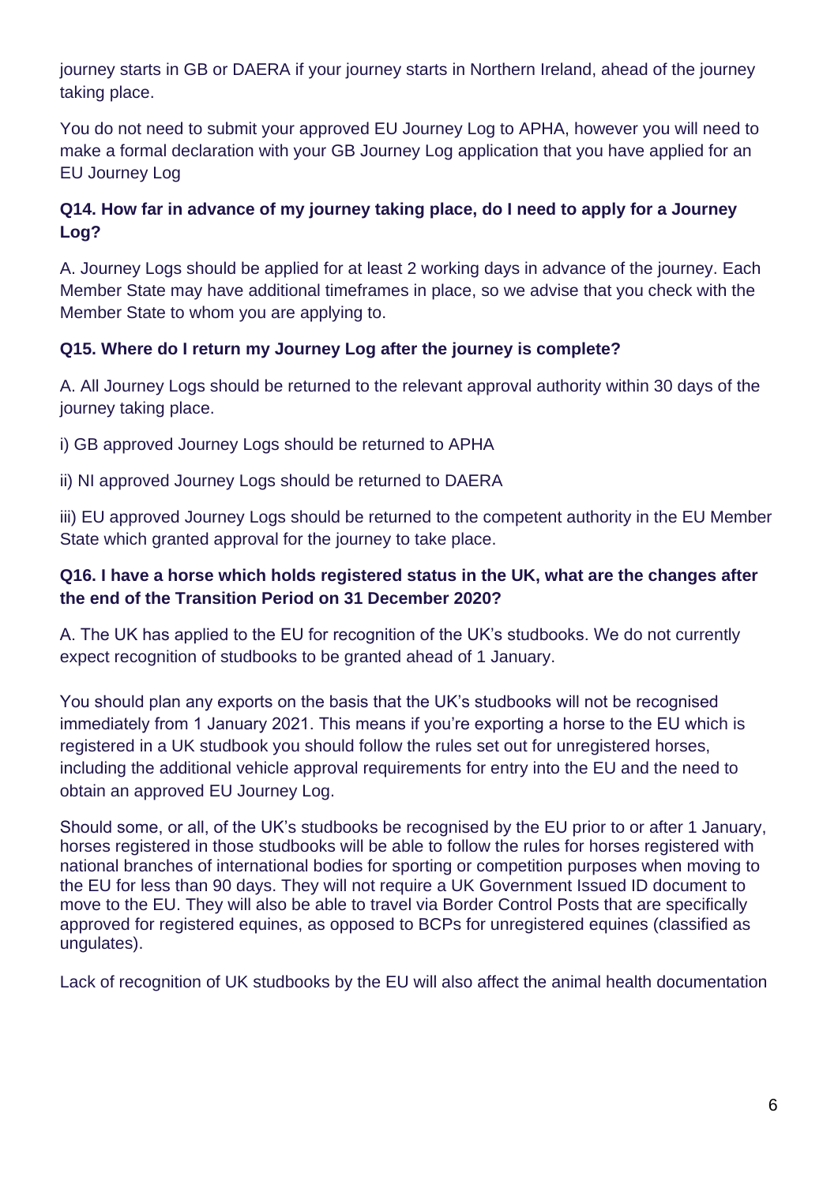journey starts in GB or DAERA if your journey starts in Northern Ireland, ahead of the journey taking place.

You do not need to submit your approved EU Journey Log to APHA, however you will need to make a formal declaration with your GB Journey Log application that you have applied for an EU Journey Log

**Q14. How far in advance of my journey taking place, do I need to apply for a Journey Log?**

A. Journey Logs should be applied for at least 2 working days in advance of the journey. Each Member State may have additional timeframes in place, so we advise that you check with the Member State to whom you are applying to.

**Q15. Where do I return my Journey Log after the journey is complete?**

A. All Journey Logs should be returned to the relevant approval authority within 30 days of the journey taking place.

i) GB approved Journey Logs should be returned to APHA

ii) NI approved Journey Logs should be returned to DAERA

iii) EU approved Journey Logs should be returned to the competent authority in the EU Member State which granted approval for the journey to take place.

**Q16. I have a horse which holds registered status in the UK, what are the changes after the end of the Transition Period on 31 December 2020?**

A. The UK has applied to the EU for recognition of the UK's studbooks. We do not currently expect recognition of studbooks to be granted ahead of 1 January.

You should plan any exports on the basis that the UK's studbooks will not be recognised immediately from 1 January 2021. This means if you're exporting a horse to the EU which is registered in a UK studbook you should follow the rules set out for unregistered horses, including the additional vehicle approval requirements for entry into the EU and the need to obtain an approved EU Journey Log.

Should some, or all, of the UK's studbooks be recognised by the EU prior to or after 1 January, horses registered in those studbooks will be able to follow the rules for horses registered with national branches of international bodies for sporting or competition purposes when moving to the EU for less than 90 days. They will not require a UK Government Issued ID document to move to the EU. They will also be able to travel via Border Control Posts that are specifically approved for registered equines, as opposed to BCPs for unregistered equines (classified as ungulates).

Lack of recognition of UK studbooks by the EU will also affect the animal health documentation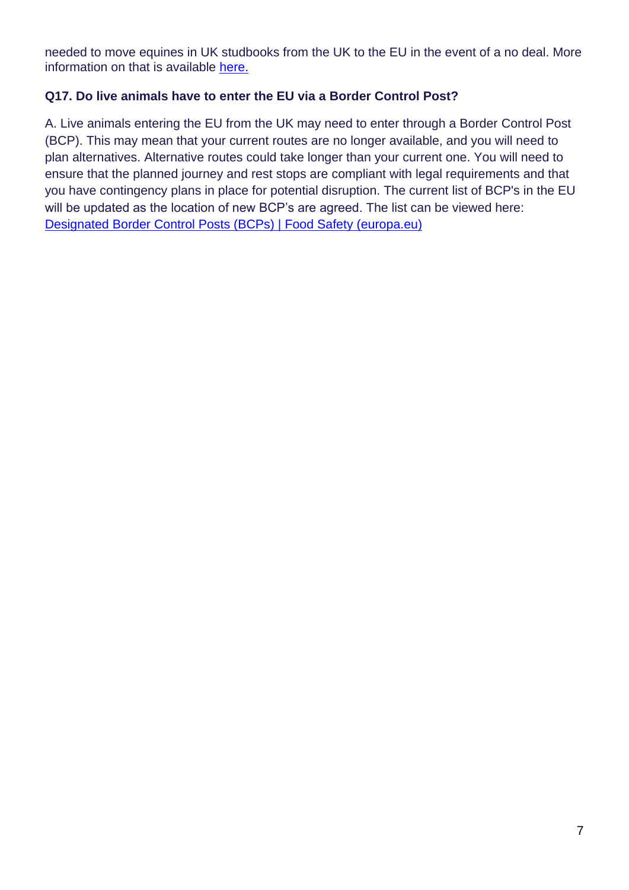needed to move equines in UK studbooks from the UK to the EU in the event of a no deal. More information on that is available [here.]

**Q17. Do live animals have to enter the EU via a Border Control Post?**

A. Live animals entering the EU from the UK may need to enter through a Border Control Post (BCP). This may mean that your current routes are no longer available, and you will need to plan alternatives. Alternative routes could take longer than your current one. You will need to ensure that the planned journey and rest stops are compliant with legal requirements and that you have contingency plans in place for potential disruption. The current list of BCP's in the EU will be updated as the location of new BCP's are agreed. The list can be viewed here: [Designated Border Control Posts (BCPs) | Food Safety (europa.eu)]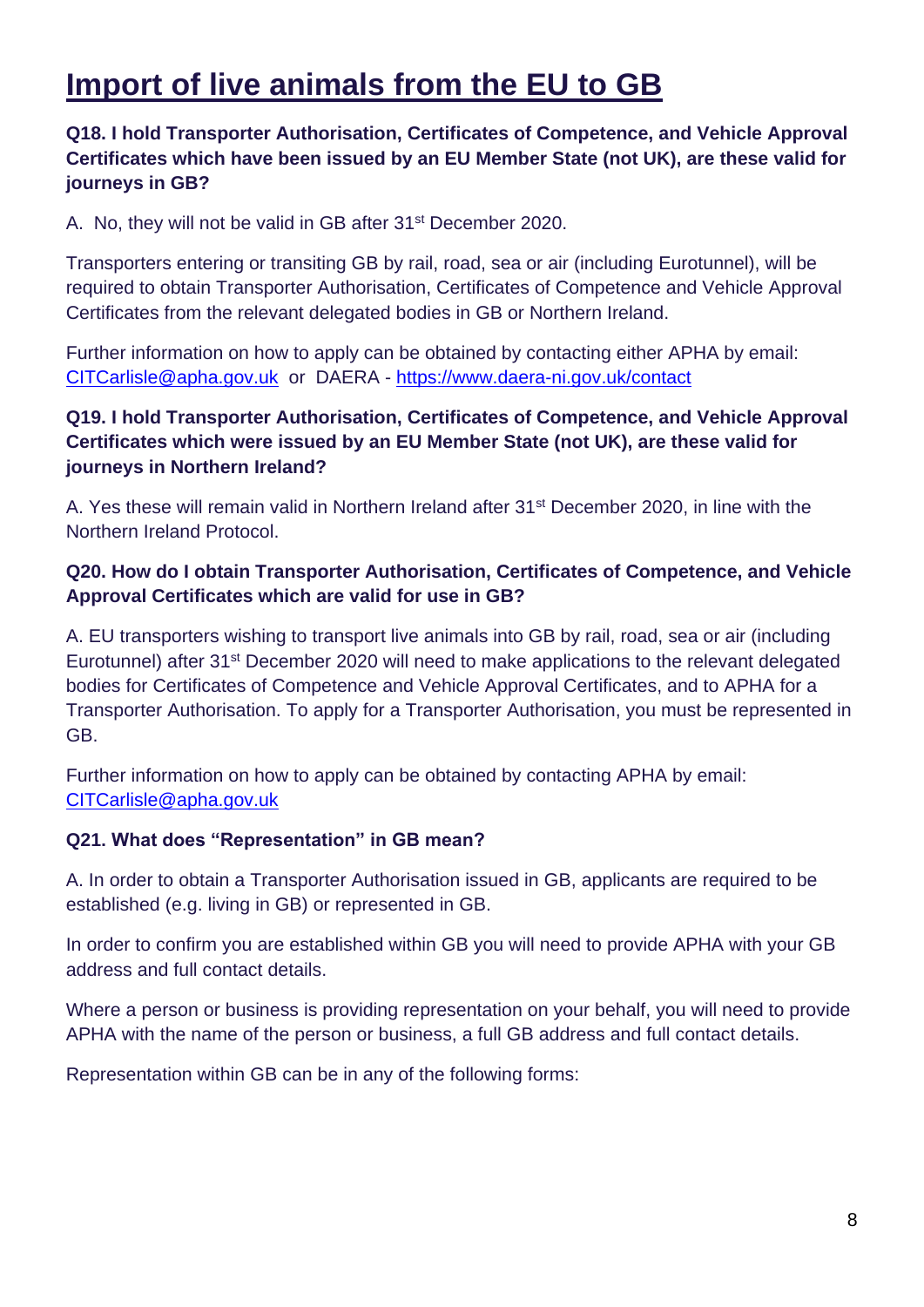# Import of live animals from the EU to GB

**Q18. I hold Transporter Authorisation, Certificates of Competence, and Vehicle Approval Certificates which have been issued by an EU Member State (not UK), are these valid for journeys in GB?**

A. No, they will not be valid in GB after 31st December 2020.

Transporters entering or transiting GB by rail, road, sea or air (including Eurotunnel), will be required to obtain Transporter Authorisation, Certificates of Competence and Vehicle Approval Certificates from the relevant delegated bodies in GB or Northern Ireland.

Further information on how to apply can be obtained by contacting either APHA by email: CITCarlisle@apha.gov.uk or DAERA - https://www.daera-ni.gov.uk/contact

**Q19. I hold Transporter Authorisation, Certificates of Competence, and Vehicle Approval Certificates which were issued by an EU Member State (not UK), are these valid for journeys in Northern Ireland?**

A. Yes these will remain valid in Northern Ireland after 31st December 2020, in line with the Northern Ireland Protocol.

**Q20. How do I obtain Transporter Authorisation, Certificates of Competence, and Vehicle Approval Certificates which are valid for use in GB?**

A. EU transporters wishing to transport live animals into GB by rail, road, sea or air (including Eurotunnel) after 31st December 2020 will need to make applications to the relevant delegated bodies for Certificates of Competence and Vehicle Approval Certificates, and to APHA for a Transporter Authorisation. To apply for a Transporter Authorisation, you must be represented in GB.

Further information on how to apply can be obtained by contacting APHA by email: CITCarlisle@apha.gov.uk

**Q21. What does "Representation" in GB mean?**

A. In order to obtain a Transporter Authorisation issued in GB, applicants are required to be established (e.g. living in GB) or represented in GB.

In order to confirm you are established within GB you will need to provide APHA with your GB address and full contact details.

Where a person or business is providing representation on your behalf, you will need to provide APHA with the name of the person or business, a full GB address and full contact details.

Representation within GB can be in any of the following forms: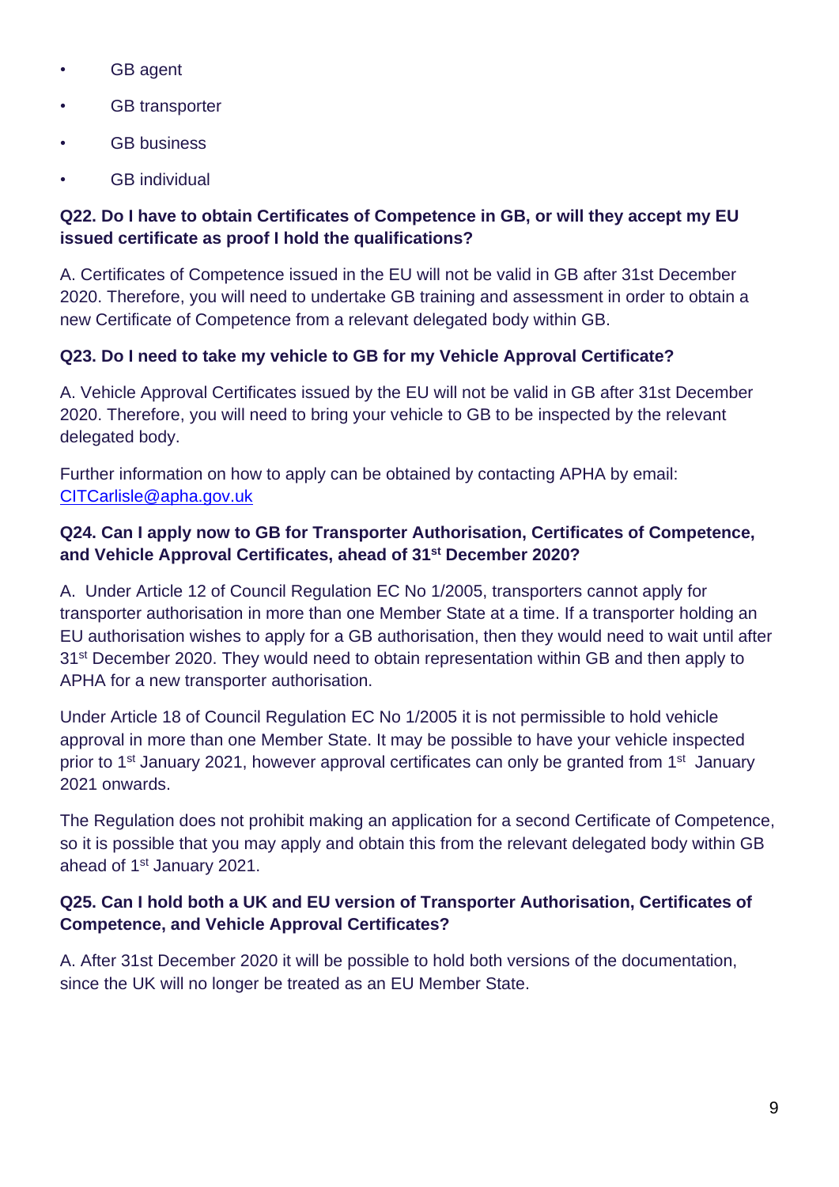- GB agent
- GB transporter
- GB business
- GB individual

**Q22. Do I have to obtain Certificates of Competence in GB, or will they accept my EU issued certificate as proof I hold the qualifications?**

A. Certificates of Competence issued in the EU will not be valid in GB after 31st December 2020. Therefore, you will need to undertake GB training and assessment in order to obtain a new Certificate of Competence from a relevant delegated body within GB.

**Q23. Do I need to take my vehicle to GB for my Vehicle Approval Certificate?**

A. Vehicle Approval Certificates issued by the EU will not be valid in GB after 31st December 2020. Therefore, you will need to bring your vehicle to GB to be inspected by the relevant delegated body.

Further information on how to apply can be obtained by contacting APHA by email: [CITCarlisle@apha.gov.uk](mailto:CITCarlisle@apha.gov.uk)

**Q24. Can I apply now to GB for Transporter Authorisation, Certificates of Competence, and Vehicle Approval Certificates, ahead of 31st December 2020?**

A. Under Article 12 of Council Regulation EC No 1/2005, transporters cannot apply for transporter authorisation in more than one Member State at a time. If a transporter holding an EU authorisation wishes to apply for a GB authorisation, then they would need to wait until after 31st December 2020. They would need to obtain representation within GB and then apply to APHA for a new transporter authorisation.

Under Article 18 of Council Regulation EC No 1/2005 it is not permissible to hold vehicle approval in more than one Member State. It may be possible to have your vehicle inspected prior to 1st January 2021, however approval certificates can only be granted from 1st January 2021 onwards.

The Regulation does not prohibit making an application for a second Certificate of Competence, so it is possible that you may apply and obtain this from the relevant delegated body within GB ahead of 1st January 2021.

**Q25. Can I hold both a UK and EU version of Transporter Authorisation, Certificates of Competence, and Vehicle Approval Certificates?**

A. After 31st December 2020 it will be possible to hold both versions of the documentation, since the UK will no longer be treated as an EU Member State.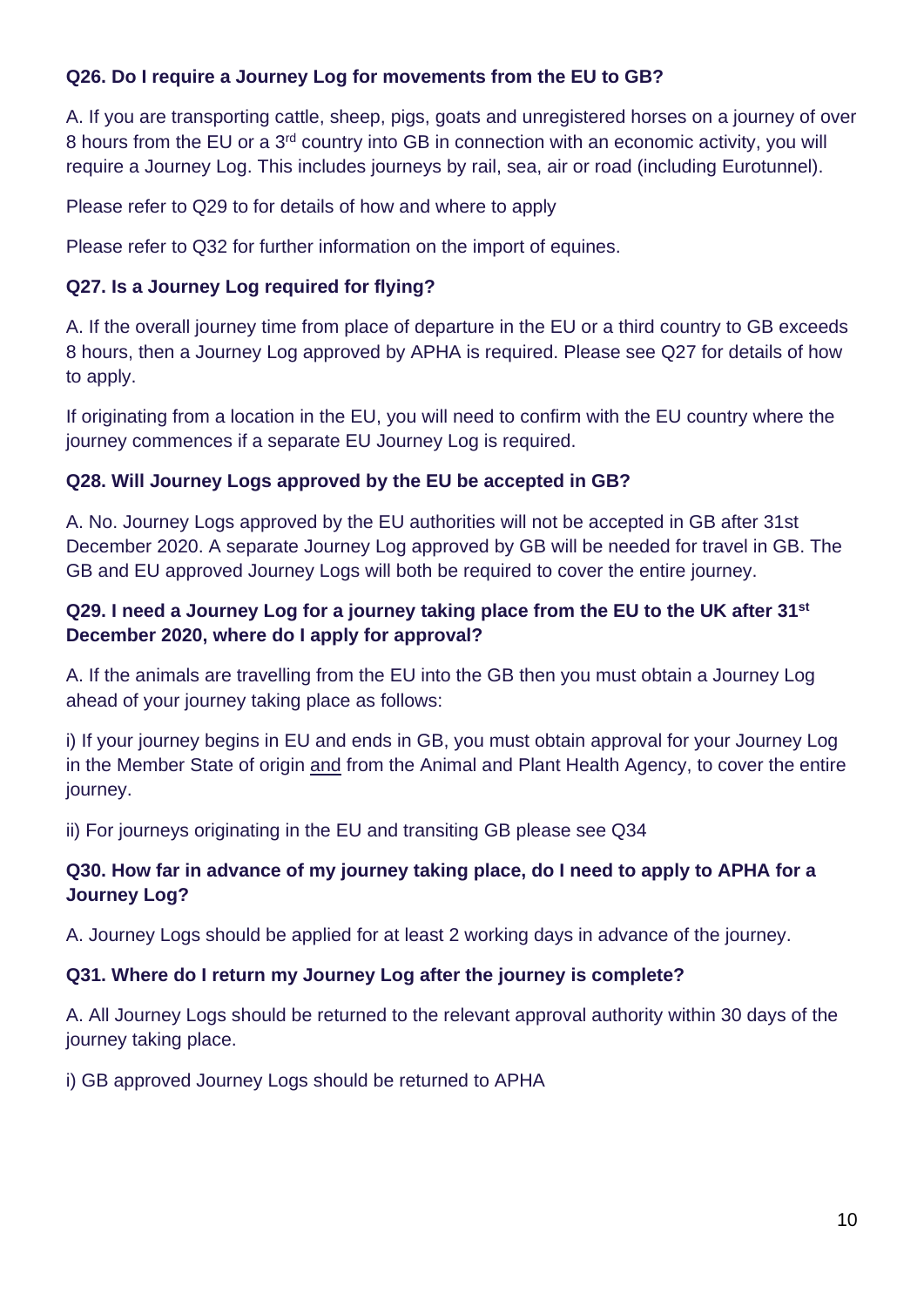**Q26. Do I require a Journey Log for movements from the EU to GB?**

A. If you are transporting cattle, sheep, pigs, goats and unregistered horses on a journey of over 8 hours from the EU or a 3rd country into GB in connection with an economic activity, you will require a Journey Log. This includes journeys by rail, sea, air or road (including Eurotunnel).

Please refer to Q29 to for details of how and where to apply

Please refer to Q32 for further information on the import of equines.

**Q27. Is a Journey Log required for flying?**

A. If the overall journey time from place of departure in the EU or a third country to GB exceeds 8 hours, then a Journey Log approved by APHA is required. Please see Q27 for details of how to apply.

If originating from a location in the EU, you will need to confirm with the EU country where the journey commences if a separate EU Journey Log is required.

**Q28. Will Journey Logs approved by the EU be accepted in GB?**

A. No. Journey Logs approved by the EU authorities will not be accepted in GB after 31st December 2020. A separate Journey Log approved by GB will be needed for travel in GB. The GB and EU approved Journey Logs will both be required to cover the entire journey.

**Q29. I need a Journey Log for a journey taking place from the EU to the UK after 31st December 2020, where do I apply for approval?**

A. If the animals are travelling from the EU into the GB then you must obtain a Journey Log ahead of your journey taking place as follows:

i) If your journey begins in EU and ends in GB, you must obtain approval for your Journey Log in the Member State of origin and from the Animal and Plant Health Agency, to cover the entire journey.

ii) For journeys originating in the EU and transiting GB please see Q34

**Q30. How far in advance of my journey taking place, do I need to apply to APHA for a Journey Log?**

A. Journey Logs should be applied for at least 2 working days in advance of the journey.

**Q31. Where do I return my Journey Log after the journey is complete?**

A. All Journey Logs should be returned to the relevant approval authority within 30 days of the journey taking place.

i) GB approved Journey Logs should be returned to APHA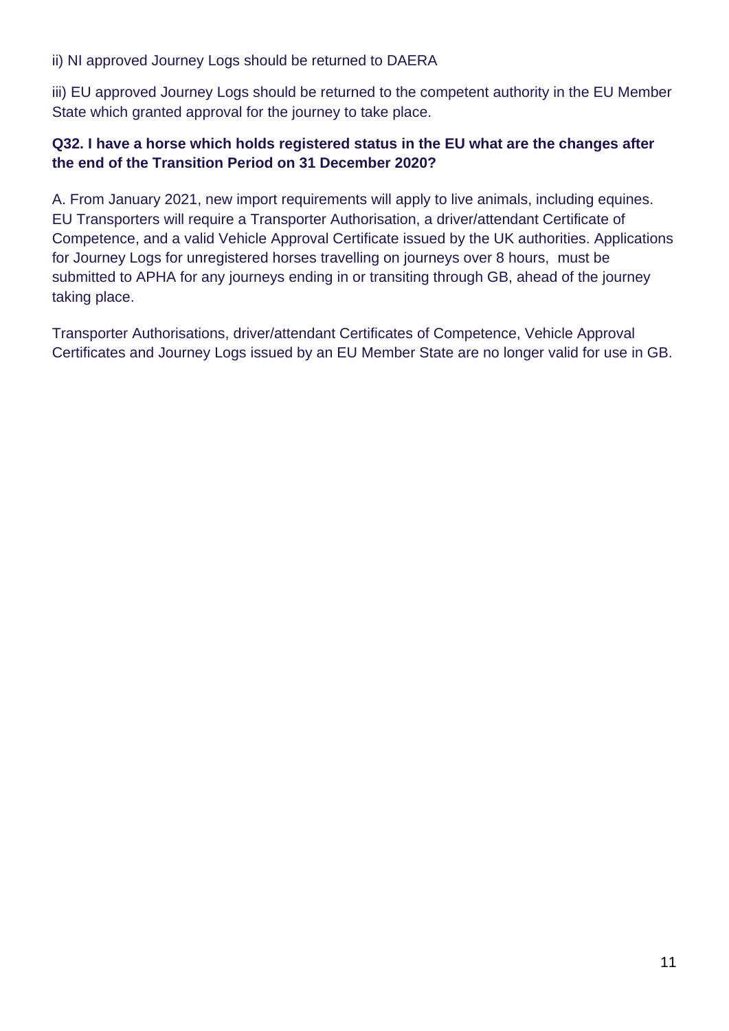ii) NI approved Journey Logs should be returned to DAERA

iii) EU approved Journey Logs should be returned to the competent authority in the EU Member State which granted approval for the journey to take place.

**Q32. I have a horse which holds registered status in the EU what are the changes after the end of the Transition Period on 31 December 2020?**

A. From January 2021, new import requirements will apply to live animals, including equines. EU Transporters will require a Transporter Authorisation, a driver/attendant Certificate of Competence, and a valid Vehicle Approval Certificate issued by the UK authorities. Applications for Journey Logs for unregistered horses travelling on journeys over 8 hours, must be submitted to APHA for any journeys ending in or transiting through GB, ahead of the journey taking place.

Transporter Authorisations, driver/attendant Certificates of Competence, Vehicle Approval Certificates and Journey Logs issued by an EU Member State are no longer valid for use in GB.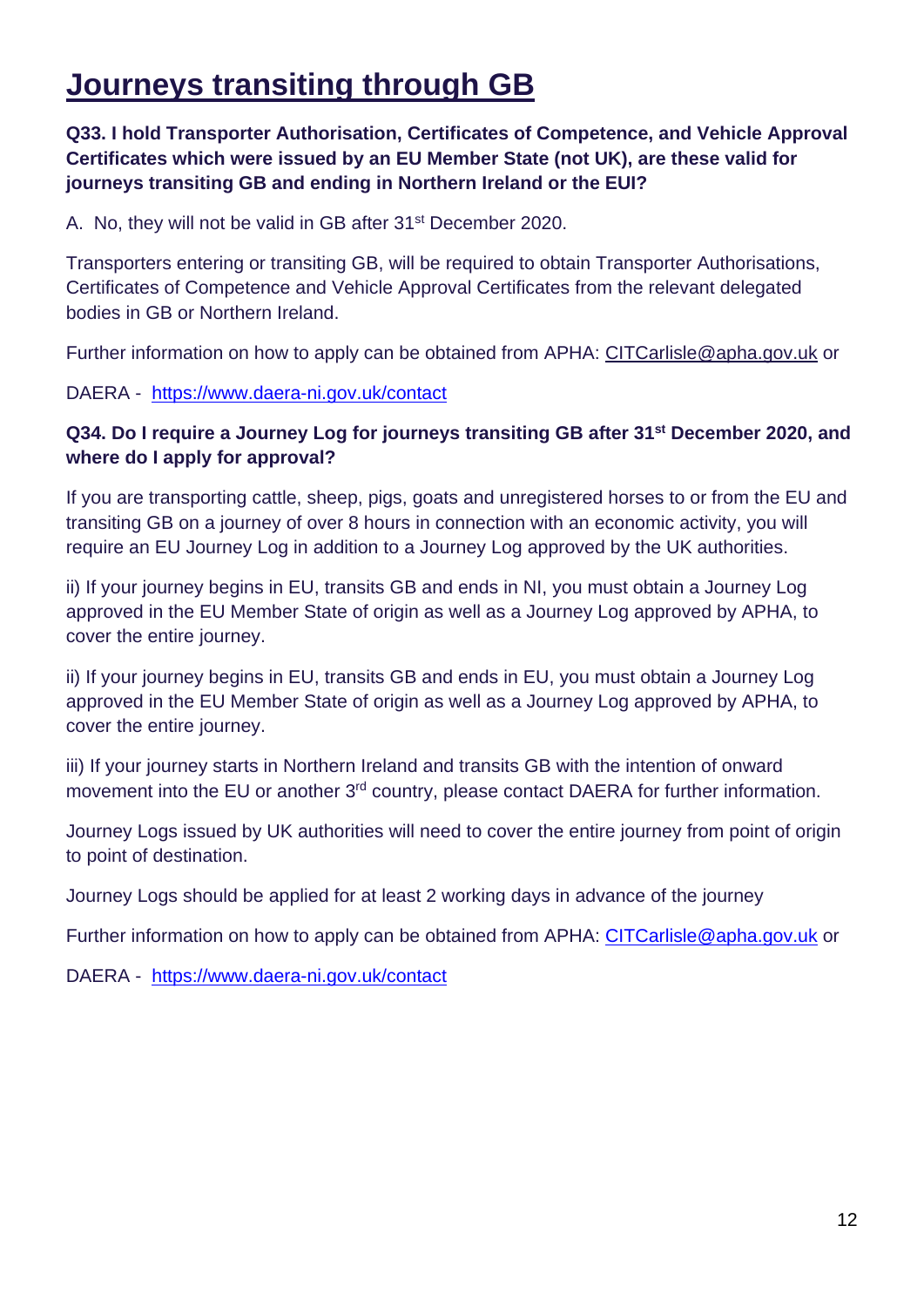# Journeys transiting through GB

**Q33. I hold Transporter Authorisation, Certificates of Competence, and Vehicle Approval Certificates which were issued by an EU Member State (not UK), are these valid for journeys transiting GB and ending in Northern Ireland or the EUI?**

A. No, they will not be valid in GB after 31st December 2020.

Transporters entering or transiting GB, will be required to obtain Transporter Authorisations, Certificates of Competence and Vehicle Approval Certificates from the relevant delegated bodies in GB or Northern Ireland.

Further information on how to apply can be obtained from APHA: CITCarlisle@apha.gov.uk or

DAERA - https://www.daera-ni.gov.uk/contact

**Q34. Do I require a Journey Log for journeys transiting GB after 31st December 2020, and where do I apply for approval?**

If you are transporting cattle, sheep, pigs, goats and unregistered horses to or from the EU and transiting GB on a journey of over 8 hours in connection with an economic activity, you will require an EU Journey Log in addition to a Journey Log approved by the UK authorities.

ii) If your journey begins in EU, transits GB and ends in NI, you must obtain a Journey Log approved in the EU Member State of origin as well as a Journey Log approved by APHA, to cover the entire journey.

ii) If your journey begins in EU, transits GB and ends in EU, you must obtain a Journey Log approved in the EU Member State of origin as well as a Journey Log approved by APHA, to cover the entire journey.

iii) If your journey starts in Northern Ireland and transits GB with the intention of onward movement into the EU or another 3rd country, please contact DAERA for further information.

Journey Logs issued by UK authorities will need to cover the entire journey from point of origin to point of destination.

Journey Logs should be applied for at least 2 working days in advance of the journey

Further information on how to apply can be obtained from APHA: CITCarlisle@apha.gov.uk or

DAERA - https://www.daera-ni.gov.uk/contact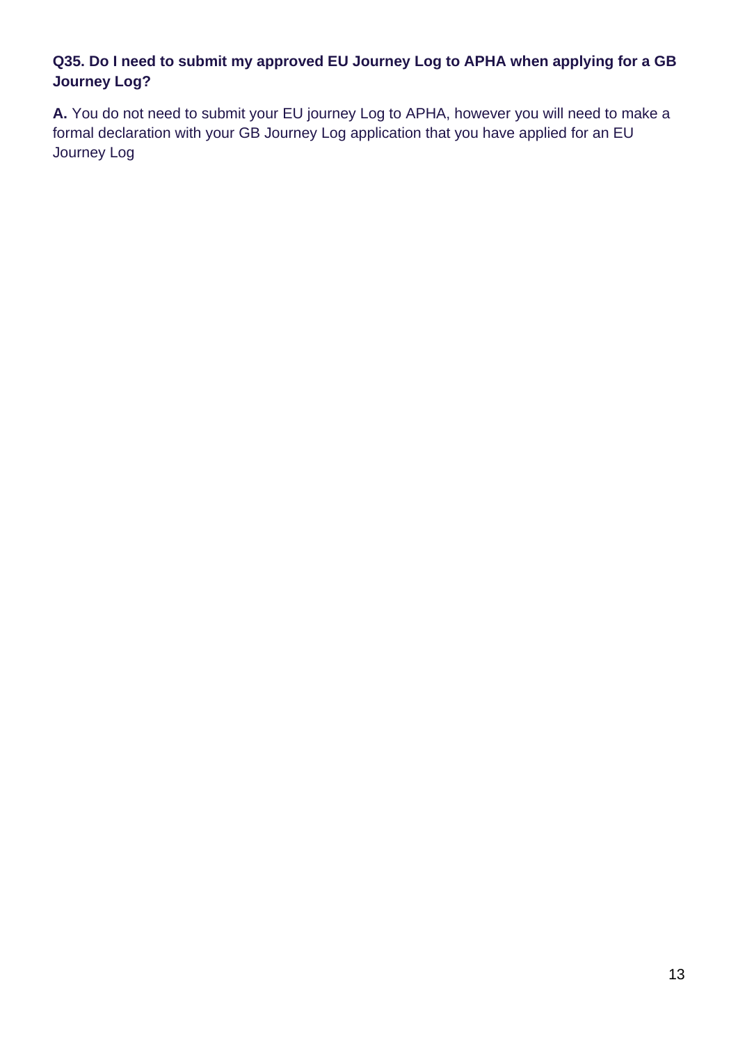**Q35. Do I need to submit my approved EU Journey Log to APHA when applying for a GB Journey Log?**

**A.** You do not need to submit your EU journey Log to APHA, however you will need to make a formal declaration with your GB Journey Log application that you have applied for an EU Journey Log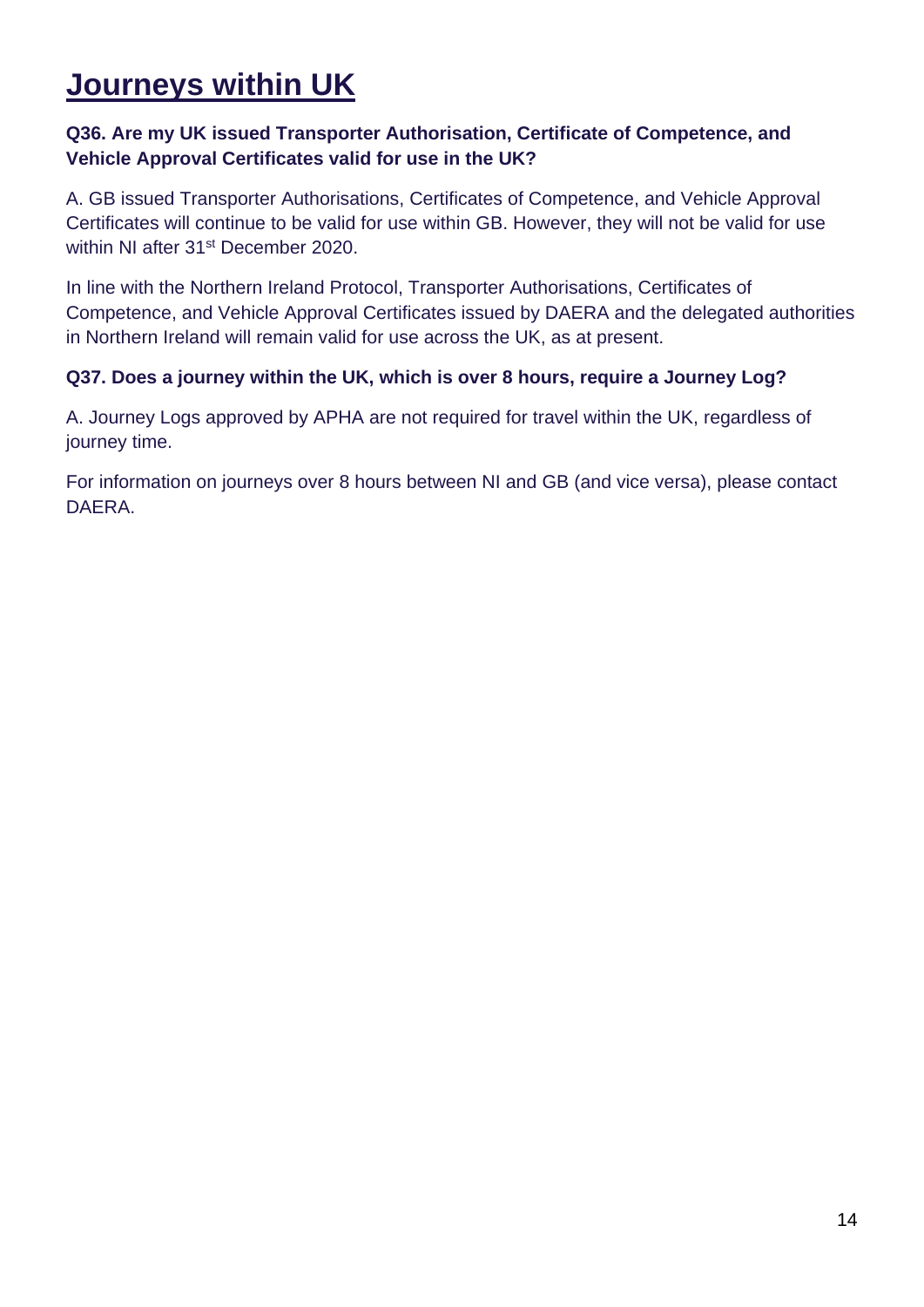# Journeys within UK

**Q36. Are my UK issued Transporter Authorisation, Certificate of Competence, and Vehicle Approval Certificates valid for use in the UK?**

A. GB issued Transporter Authorisations, Certificates of Competence, and Vehicle Approval Certificates will continue to be valid for use within GB. However, they will not be valid for use within NI after 31st December 2020.

In line with the Northern Ireland Protocol, Transporter Authorisations, Certificates of Competence, and Vehicle Approval Certificates issued by DAERA and the delegated authorities in Northern Ireland will remain valid for use across the UK, as at present.

**Q37. Does a journey within the UK, which is over 8 hours, require a Journey Log?**

A. Journey Logs approved by APHA are not required for travel within the UK, regardless of journey time.

For information on journeys over 8 hours between NI and GB (and vice versa), please contact DAERA.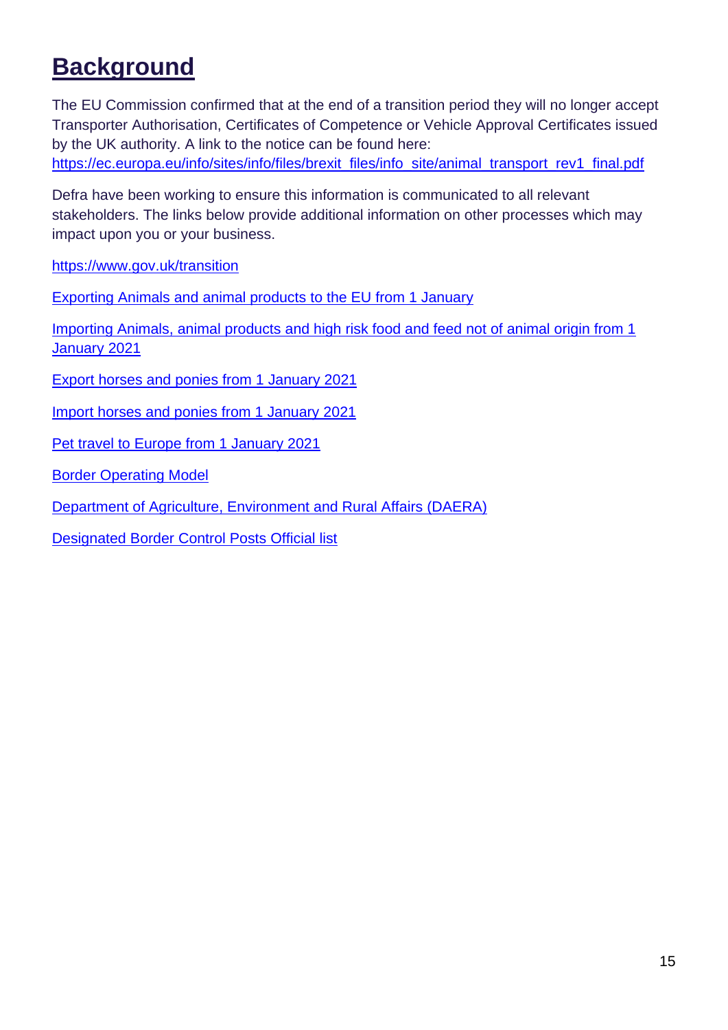# Background

The EU Commission confirmed that at the end of a transition period they will no longer accept Transporter Authorisation, Certificates of Competence or Vehicle Approval Certificates issued by the UK authority. A link to the notice can be found here: https://ec.europa.eu/info/sites/info/files/brexit_files/info_site/animal_transport_rev1_final.pdf

Defra have been working to ensure this information is communicated to all relevant stakeholders. The links below provide additional information on other processes which may impact upon you or your business.

https://www.gov.uk/transition

Exporting Animals and animal products to the EU from 1 January

Importing Animals, animal products and high risk food and feed not of animal origin from 1 January 2021

Export horses and ponies from 1 January 2021

Import horses and ponies from 1 January 2021

Pet travel to Europe from 1 January 2021

Border Operating Model

Department of Agriculture, Environment and Rural Affairs (DAERA)

Designated Border Control Posts Official list